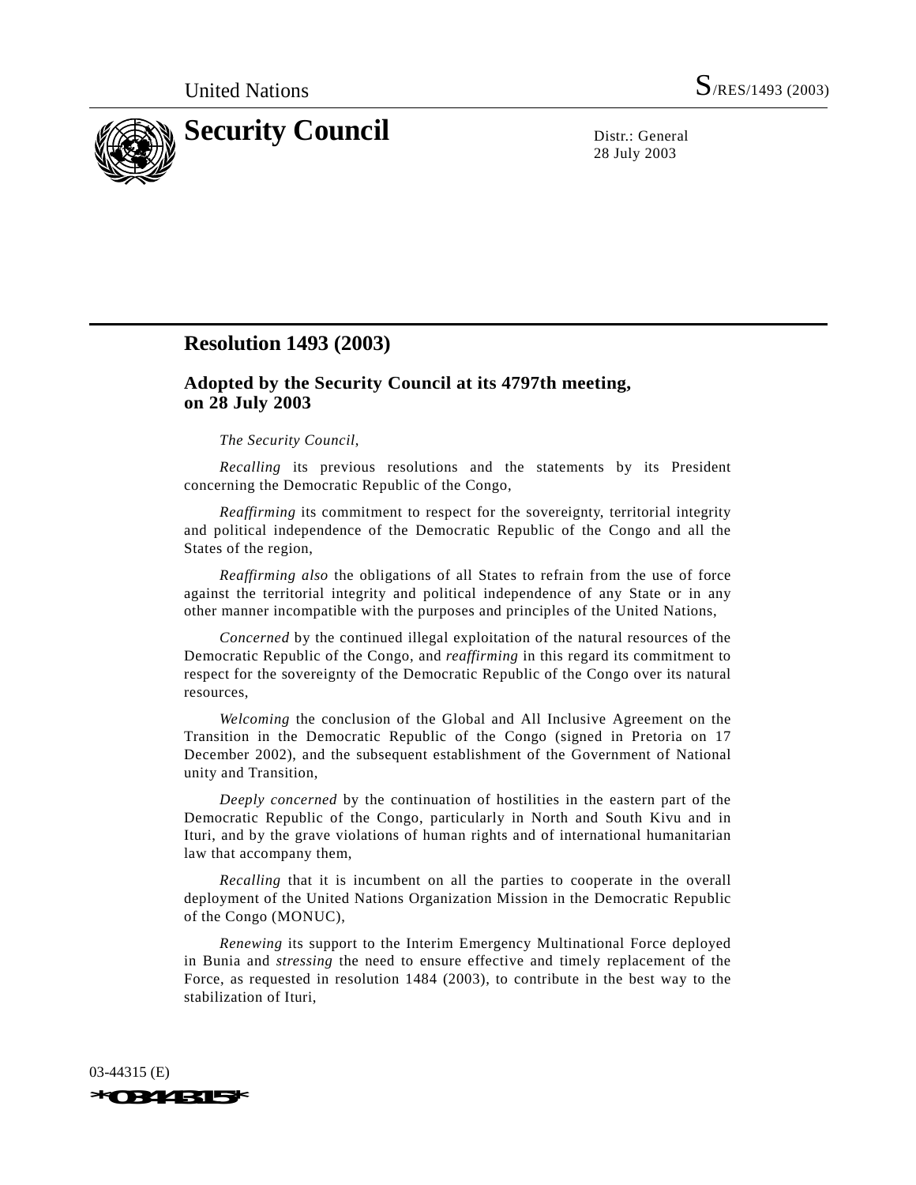United Nations S/RES/1493 (2003)

# Security Council

Distr.: General
28 July 2003

## Resolution 1493 (2003)

### Adopted by the Security Council at its 4797th meeting, on 28 July 2003

*The Security Council*,

*Recalling* its previous resolutions and the statements by its President concerning the Democratic Republic of the Congo,

*Reaffirming* its commitment to respect for the sovereignty, territorial integrity and political independence of the Democratic Republic of the Congo and all the States of the region,

*Reaffirming also* the obligations of all States to refrain from the use of force against the territorial integrity and political independence of any State or in any other manner incompatible with the purposes and principles of the United Nations,

*Concerned* by the continued illegal exploitation of the natural resources of the Democratic Republic of the Congo, and *reaffirming* in this regard its commitment to respect for the sovereignty of the Democratic Republic of the Congo over its natural resources,

*Welcoming* the conclusion of the Global and All Inclusive Agreement on the Transition in the Democratic Republic of the Congo (signed in Pretoria on 17 December 2002), and the subsequent establishment of the Government of National unity and Transition,

*Deeply concerned* by the continuation of hostilities in the eastern part of the Democratic Republic of the Congo, particularly in North and South Kivu and in Ituri, and by the grave violations of human rights and of international humanitarian law that accompany them,

*Recalling* that it is incumbent on all the parties to cooperate in the overall deployment of the United Nations Organization Mission in the Democratic Republic of the Congo (MONUC),

*Renewing* its support to the Interim Emergency Multinational Force deployed in Bunia and *stressing* the need to ensure effective and timely replacement of the Force, as requested in resolution 1484 (2003), to contribute in the best way to the stabilization of Ituri,

03-44315 (E)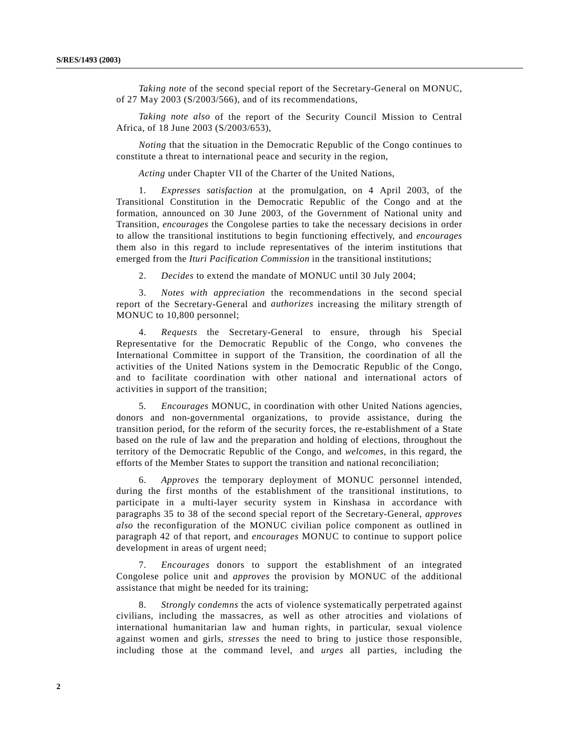*Taking note* of the second special report of the Secretary-General on MONUC, of 27 May 2003 (S/2003/566), and of its recommendations,

*Taking note also* of the report of the Security Council Mission to Central Africa, of 18 June 2003 (S/2003/653),

*Noting* that the situation in the Democratic Republic of the Congo continues to constitute a threat to international peace and security in the region,

*Acting* under Chapter VII of the Charter of the United Nations,

1. *Expresses satisfaction* at the promulgation, on 4 April 2003, of the Transitional Constitution in the Democratic Republic of the Congo and at the formation, announced on 30 June 2003, of the Government of National unity and Transition, *encourages* the Congolese parties to take the necessary decisions in order to allow the transitional institutions to begin functioning effectively, and *encourages* them also in this regard to include representatives of the interim institutions that emerged from the *Ituri Pacification Commission* in the transitional institutions;

2. *Decides* to extend the mandate of MONUC until 30 July 2004;

3. *Notes with appreciation* the recommendations in the second special report of the Secretary-General and *authorizes* increasing the military strength of MONUC to 10,800 personnel;

4. *Requests* the Secretary-General to ensure, through his Special Representative for the Democratic Republic of the Congo, who convenes the International Committee in support of the Transition, the coordination of all the activities of the United Nations system in the Democratic Republic of the Congo, and to facilitate coordination with other national and international actors of activities in support of the transition;

5. *Encourages* MONUC, in coordination with other United Nations agencies, donors and non-governmental organizations, to provide assistance, during the transition period, for the reform of the security forces, the re-establishment of a State based on the rule of law and the preparation and holding of elections, throughout the territory of the Democratic Republic of the Congo, and *welcomes*, in this regard, the efforts of the Member States to support the transition and national reconciliation;

6. *Approves* the temporary deployment of MONUC personnel intended, during the first months of the establishment of the transitional institutions, to participate in a multi-layer security system in Kinshasa in accordance with paragraphs 35 to 38 of the second special report of the Secretary-General, *approves also* the reconfiguration of the MONUC civilian police component as outlined in paragraph 42 of that report, and *encourages* MONUC to continue to support police development in areas of urgent need;

7. *Encourages* donors to support the establishment of an integrated Congolese police unit and *approves* the provision by MONUC of the additional assistance that might be needed for its training;

8. *Strongly condemns* the acts of violence systematically perpetrated against civilians, including the massacres, as well as other atrocities and violations of international humanitarian law and human rights, in particular, sexual violence against women and girls, *stresses* the need to bring to justice those responsible, including those at the command level, and *urges* all parties, including the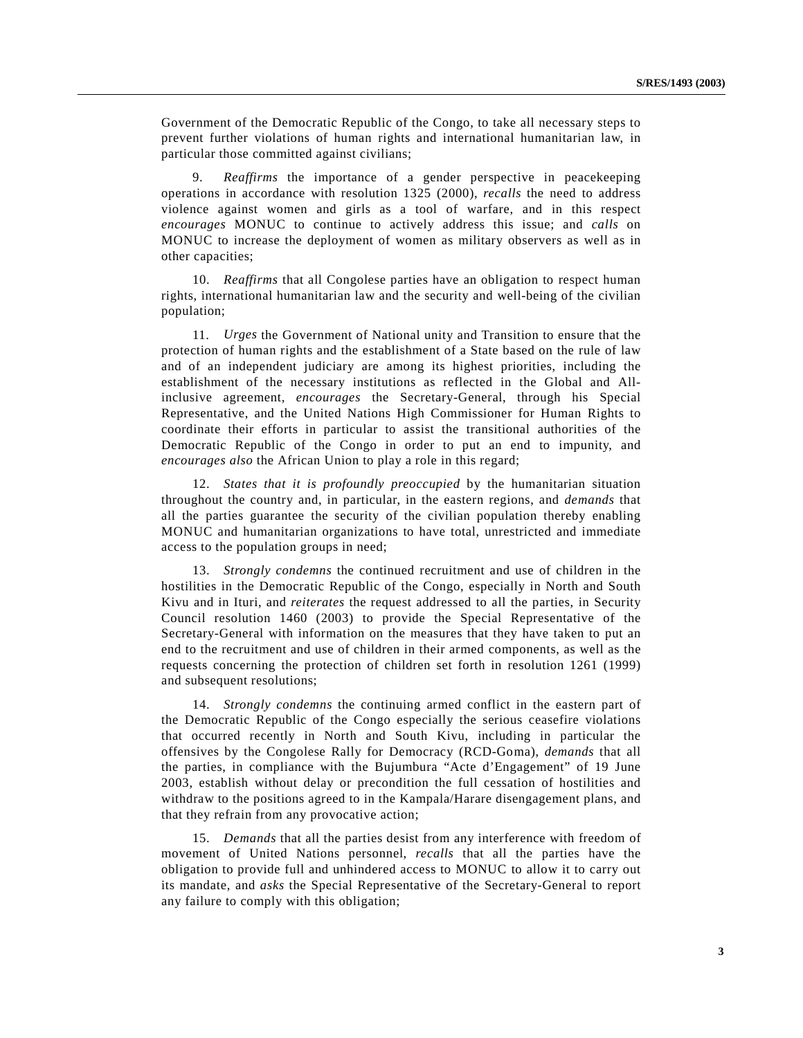Government of the Democratic Republic of the Congo, to take all necessary steps to prevent further violations of human rights and international humanitarian law, in particular those committed against civilians;

9. *Reaffirms* the importance of a gender perspective in peacekeeping operations in accordance with resolution 1325 (2000), *recalls* the need to address violence against women and girls as a tool of warfare, and in this respect *encourages* MONUC to continue to actively address this issue; and *calls* on MONUC to increase the deployment of women as military observers as well as in other capacities;

10. *Reaffirms* that all Congolese parties have an obligation to respect human rights, international humanitarian law and the security and well-being of the civilian population;

11. *Urges* the Government of National unity and Transition to ensure that the protection of human rights and the establishment of a State based on the rule of law and of an independent judiciary are among its highest priorities, including the establishment of the necessary institutions as reflected in the Global and All-inclusive agreement, *encourages* the Secretary-General, through his Special Representative, and the United Nations High Commissioner for Human Rights to coordinate their efforts in particular to assist the transitional authorities of the Democratic Republic of the Congo in order to put an end to impunity, and *encourages also* the African Union to play a role in this regard;

12. *States that it is profoundly preoccupied* by the humanitarian situation throughout the country and, in particular, in the eastern regions, and *demands* that all the parties guarantee the security of the civilian population thereby enabling MONUC and humanitarian organizations to have total, unrestricted and immediate access to the population groups in need;

13. *Strongly condemns* the continued recruitment and use of children in the hostilities in the Democratic Republic of the Congo, especially in North and South Kivu and in Ituri, and *reiterates* the request addressed to all the parties, in Security Council resolution 1460 (2003) to provide the Special Representative of the Secretary-General with information on the measures that they have taken to put an end to the recruitment and use of children in their armed components, as well as the requests concerning the protection of children set forth in resolution 1261 (1999) and subsequent resolutions;

14. *Strongly condemns* the continuing armed conflict in the eastern part of the Democratic Republic of the Congo especially the serious ceasefire violations that occurred recently in North and South Kivu, including in particular the offensives by the Congolese Rally for Democracy (RCD-Goma), *demands* that all the parties, in compliance with the Bujumbura "Acte d'Engagement" of 19 June 2003, establish without delay or precondition the full cessation of hostilities and withdraw to the positions agreed to in the Kampala/Harare disengagement plans, and that they refrain from any provocative action;

15. *Demands* that all the parties desist from any interference with freedom of movement of United Nations personnel, *recalls* that all the parties have the obligation to provide full and unhindered access to MONUC to allow it to carry out its mandate, and *asks* the Special Representative of the Secretary-General to report any failure to comply with this obligation;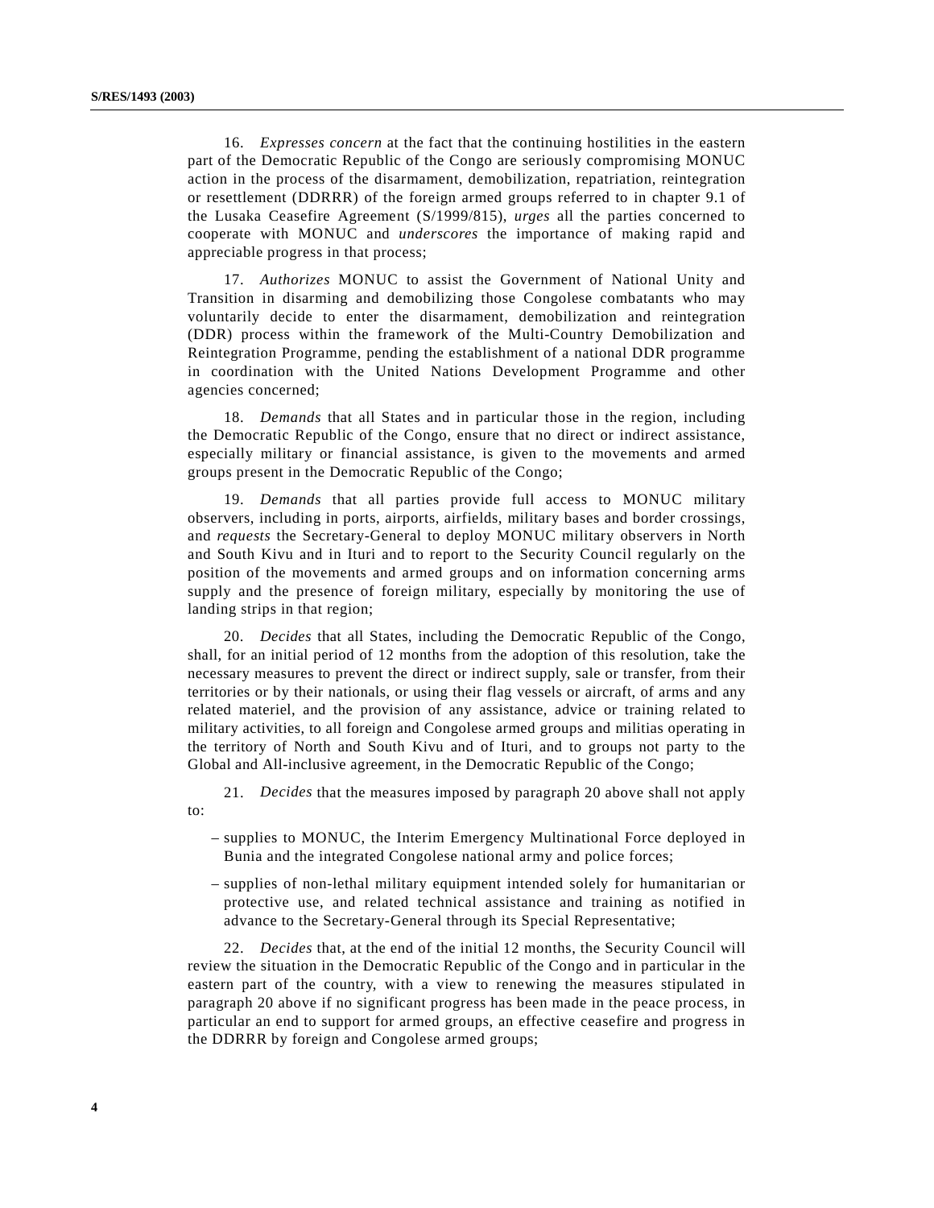16. *Expresses concern* at the fact that the continuing hostilities in the eastern part of the Democratic Republic of the Congo are seriously compromising MONUC action in the process of the disarmament, demobilization, repatriation, reintegration or resettlement (DDRRR) of the foreign armed groups referred to in chapter 9.1 of the Lusaka Ceasefire Agreement (S/1999/815), *urges* all the parties concerned to cooperate with MONUC and *underscores* the importance of making rapid and appreciable progress in that process;

17. *Authorizes* MONUC to assist the Government of National Unity and Transition in disarming and demobilizing those Congolese combatants who may voluntarily decide to enter the disarmament, demobilization and reintegration (DDR) process within the framework of the Multi-Country Demobilization and Reintegration Programme, pending the establishment of a national DDR programme in coordination with the United Nations Development Programme and other agencies concerned;

18. *Demands* that all States and in particular those in the region, including the Democratic Republic of the Congo, ensure that no direct or indirect assistance, especially military or financial assistance, is given to the movements and armed groups present in the Democratic Republic of the Congo;

19. *Demands* that all parties provide full access to MONUC military observers, including in ports, airports, airfields, military bases and border crossings, and *requests* the Secretary-General to deploy MONUC military observers in North and South Kivu and in Ituri and to report to the Security Council regularly on the position of the movements and armed groups and on information concerning arms supply and the presence of foreign military, especially by monitoring the use of landing strips in that region;

20. *Decides* that all States, including the Democratic Republic of the Congo, shall, for an initial period of 12 months from the adoption of this resolution, take the necessary measures to prevent the direct or indirect supply, sale or transfer, from their territories or by their nationals, or using their flag vessels or aircraft, of arms and any related materiel, and the provision of any assistance, advice or training related to military activities, to all foreign and Congolese armed groups and militias operating in the territory of North and South Kivu and of Ituri, and to groups not party to the Global and All-inclusive agreement, in the Democratic Republic of the Congo;

21. *Decides* that the measures imposed by paragraph 20 above shall not apply to:

– supplies to MONUC, the Interim Emergency Multinational Force deployed in Bunia and the integrated Congolese national army and police forces;

– supplies of non-lethal military equipment intended solely for humanitarian or protective use, and related technical assistance and training as notified in advance to the Secretary-General through its Special Representative;

22. *Decides* that, at the end of the initial 12 months, the Security Council will review the situation in the Democratic Republic of the Congo and in particular in the eastern part of the country, with a view to renewing the measures stipulated in paragraph 20 above if no significant progress has been made in the peace process, in particular an end to support for armed groups, an effective ceasefire and progress in the DDRRR by foreign and Congolese armed groups;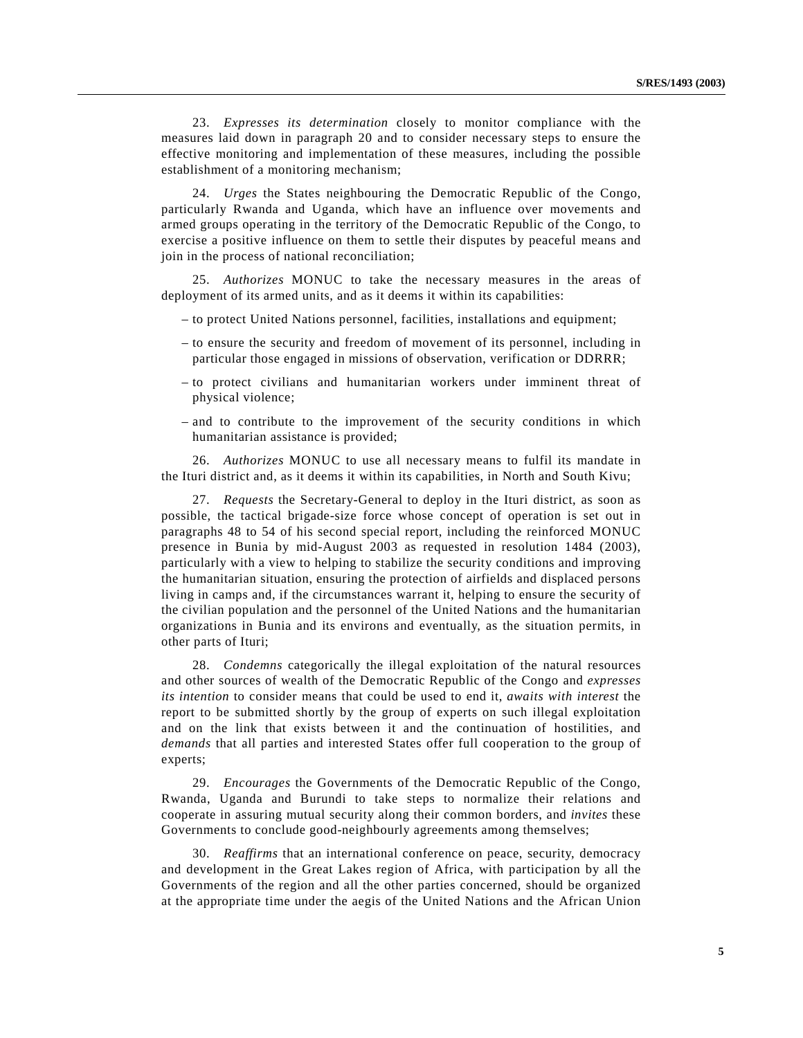23. *Expresses its determination* closely to monitor compliance with the measures laid down in paragraph 20 and to consider necessary steps to ensure the effective monitoring and implementation of these measures, including the possible establishment of a monitoring mechanism;

24. *Urges* the States neighbouring the Democratic Republic of the Congo, particularly Rwanda and Uganda, which have an influence over movements and armed groups operating in the territory of the Democratic Republic of the Congo, to exercise a positive influence on them to settle their disputes by peaceful means and join in the process of national reconciliation;

25. *Authorizes* MONUC to take the necessary measures in the areas of deployment of its armed units, and as it deems it within its capabilities:

– to protect United Nations personnel, facilities, installations and equipment;

– to ensure the security and freedom of movement of its personnel, including in particular those engaged in missions of observation, verification or DDRRR;

– to protect civilians and humanitarian workers under imminent threat of physical violence;

– and to contribute to the improvement of the security conditions in which humanitarian assistance is provided;

26. *Authorizes* MONUC to use all necessary means to fulfil its mandate in the Ituri district and, as it deems it within its capabilities, in North and South Kivu;

27. *Requests* the Secretary-General to deploy in the Ituri district, as soon as possible, the tactical brigade-size force whose concept of operation is set out in paragraphs 48 to 54 of his second special report, including the reinforced MONUC presence in Bunia by mid-August 2003 as requested in resolution 1484 (2003), particularly with a view to helping to stabilize the security conditions and improving the humanitarian situation, ensuring the protection of airfields and displaced persons living in camps and, if the circumstances warrant it, helping to ensure the security of the civilian population and the personnel of the United Nations and the humanitarian organizations in Bunia and its environs and eventually, as the situation permits, in other parts of Ituri;

28. *Condemns* categorically the illegal exploitation of the natural resources and other sources of wealth of the Democratic Republic of the Congo and *expresses its intention* to consider means that could be used to end it, *awaits with interest* the report to be submitted shortly by the group of experts on such illegal exploitation and on the link that exists between it and the continuation of hostilities, and *demands* that all parties and interested States offer full cooperation to the group of experts;

29. *Encourages* the Governments of the Democratic Republic of the Congo, Rwanda, Uganda and Burundi to take steps to normalize their relations and cooperate in assuring mutual security along their common borders, and *invites* these Governments to conclude good-neighbourly agreements among themselves;

30. *Reaffirms* that an international conference on peace, security, democracy and development in the Great Lakes region of Africa, with participation by all the Governments of the region and all the other parties concerned, should be organized at the appropriate time under the aegis of the United Nations and the African Union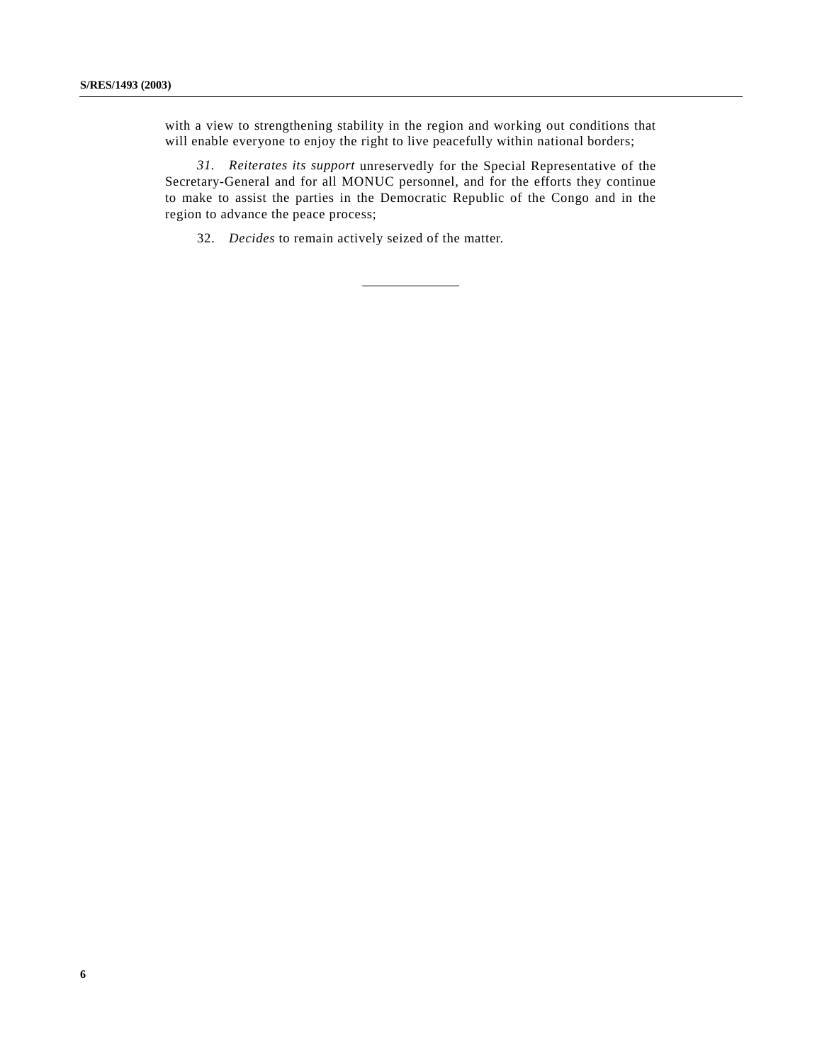with a view to strengthening stability in the region and working out conditions that will enable everyone to enjoy the right to live peacefully within national borders;

*31. Reiterates its support* unreservedly for the Special Representative of the Secretary-General and for all MONUC personnel, and for the efforts they continue to make to assist the parties in the Democratic Republic of the Congo and in the region to advance the peace process;

32. *Decides* to remain actively seized of the matter.